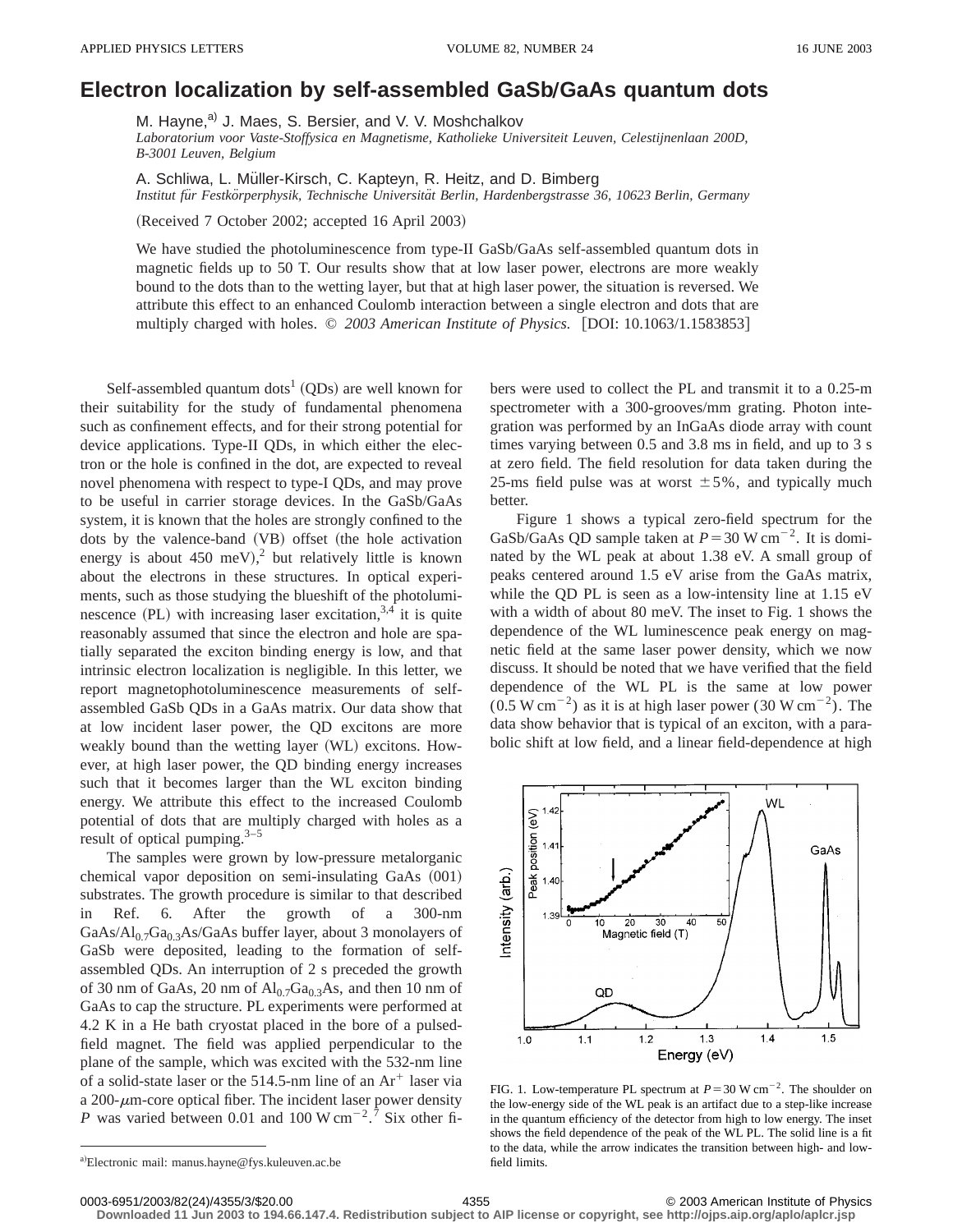# Electron localization by self-assembled GaSb/GaAs quantum dots

M. Hayne,[a] J. Maes, S. Bersier, and V. V. Moshchalkov

*Laboratorium voor Vaste-Stoffysica en Magnetisme, Katholieke Universiteit Leuven, Celestijnenlaan 200D, B-3001 Leuven, Belgium*

A. Schliwa, L. Müller-Kirsch, C. Kapteyn, R. Heitz, and D. Bimberg

*Institut für Festkörperphysik, Technische Universität Berlin, Hardenbergstrasse 36, 10623 Berlin, Germany*

(Received 7 October 2002; accepted 16 April 2003)

We have studied the photoluminescence from type-II GaSb/GaAs self-assembled quantum dots in magnetic fields up to 50 T. Our results show that at low laser power, electrons are more weakly bound to the dots than to the wetting layer, but that at high laser power, the situation is reversed. We attribute this effect to an enhanced Coulomb interaction between a single electron and dots that are multiply charged with holes. © *2003 American Institute of Physics.* [DOI: 10.1063/1.1583853]

Self-assembled quantum dots[1] (QDs) are well known for their suitability for the study of fundamental phenomena such as confinement effects, and for their strong potential for device applications. Type-II QDs, in which either the electron or the hole is confined in the dot, are expected to reveal novel phenomena with respect to type-I QDs, and may prove to be useful in carrier storage devices. In the GaSb/GaAs system, it is known that the holes are strongly confined to the dots by the valence-band (VB) offset (the hole activation energy is about 450 meV),[2] but relatively little is known about the electrons in these structures. In optical experiments, such as those studying the blueshift of the photoluminescence (PL) with increasing laser excitation,[3,4] it is quite reasonably assumed that since the electron and hole are spatially separated the exciton binding energy is low, and that intrinsic electron localization is negligible. In this letter, we report magnetophotoluminescence measurements of self-assembled GaSb QDs in a GaAs matrix. Our data show that at low incident laser power, the QD excitons are more weakly bound than the wetting layer (WL) excitons. However, at high laser power, the QD binding energy increases such that it becomes larger than the WL exciton binding energy. We attribute this effect to the increased Coulomb potential of dots that are multiply charged with holes as a result of optical pumping.[3–5]

The samples were grown by low-pressure metalorganic chemical vapor deposition on semi-insulating GaAs (001) substrates. The growth procedure is similar to that described in Ref. 6. After the growth of a 300-nm GaAs/$Al_{0.7}Ga_{0.3}As$/GaAs buffer layer, about 3 monolayers of GaSb were deposited, leading to the formation of self-assembled QDs. An interruption of 2 s preceded the growth of 30 nm of GaAs, 20 nm of $Al_{0.7}Ga_{0.3}As$, and then 10 nm of GaAs to cap the structure. PL experiments were performed at 4.2 K in a He bath cryostat placed in the bore of a pulsed-field magnet. The field was applied perpendicular to the plane of the sample, which was excited with the 532-nm line of a solid-state laser or the 514.5-nm line of an $Ar^+$ laser via a 200-$\mu$m-core optical fiber. The incident laser power density $P$ was varied between 0.01 and 100 W cm$^{-2}$.[7] Six other fibers were used to collect the PL and transmit it to a 0.25-m spectrometer with a 300-grooves/mm grating. Photon integration was performed by an InGaAs diode array with count times varying between 0.5 and 3.8 ms in field, and up to 3 s at zero field. The field resolution for data taken during the 25-ms field pulse was at worst ±5%, and typically much better.

Figure 1 shows a typical zero-field spectrum for the GaSb/GaAs QD sample taken at $P = 30$ W cm$^{-2}$. It is dominated by the WL peak at about 1.38 eV. A small group of peaks centered around 1.5 eV arise from the GaAs matrix, while the QD PL is seen as a low-intensity line at 1.15 eV with a width of about 80 meV. The inset to Fig. 1 shows the dependence of the WL luminescence peak energy on magnetic field at the same laser power density, which we now discuss. It should be noted that we have verified that the field dependence of the WL PL is the same at low power (0.5 W cm$^{-2}$) as it is at high laser power (30 W cm$^{-2}$). The data show behavior that is typical of an exciton, with a parabolic shift at low field, and a linear field-dependence at high

FIG. 1. Low-temperature PL spectrum at $P = 30$ W cm$^{-2}$. The shoulder on the low-energy side of the WL peak is an artifact due to a step-like increase in the quantum efficiency of the detector from high to low energy. The inset shows the field dependence of the peak of the WL PL. The solid line is a fit to the data, while the arrow indicates the transition between high- and low-field limits.

[a]Electronic mail: manus.hayne@fys.kuleuven.ac.be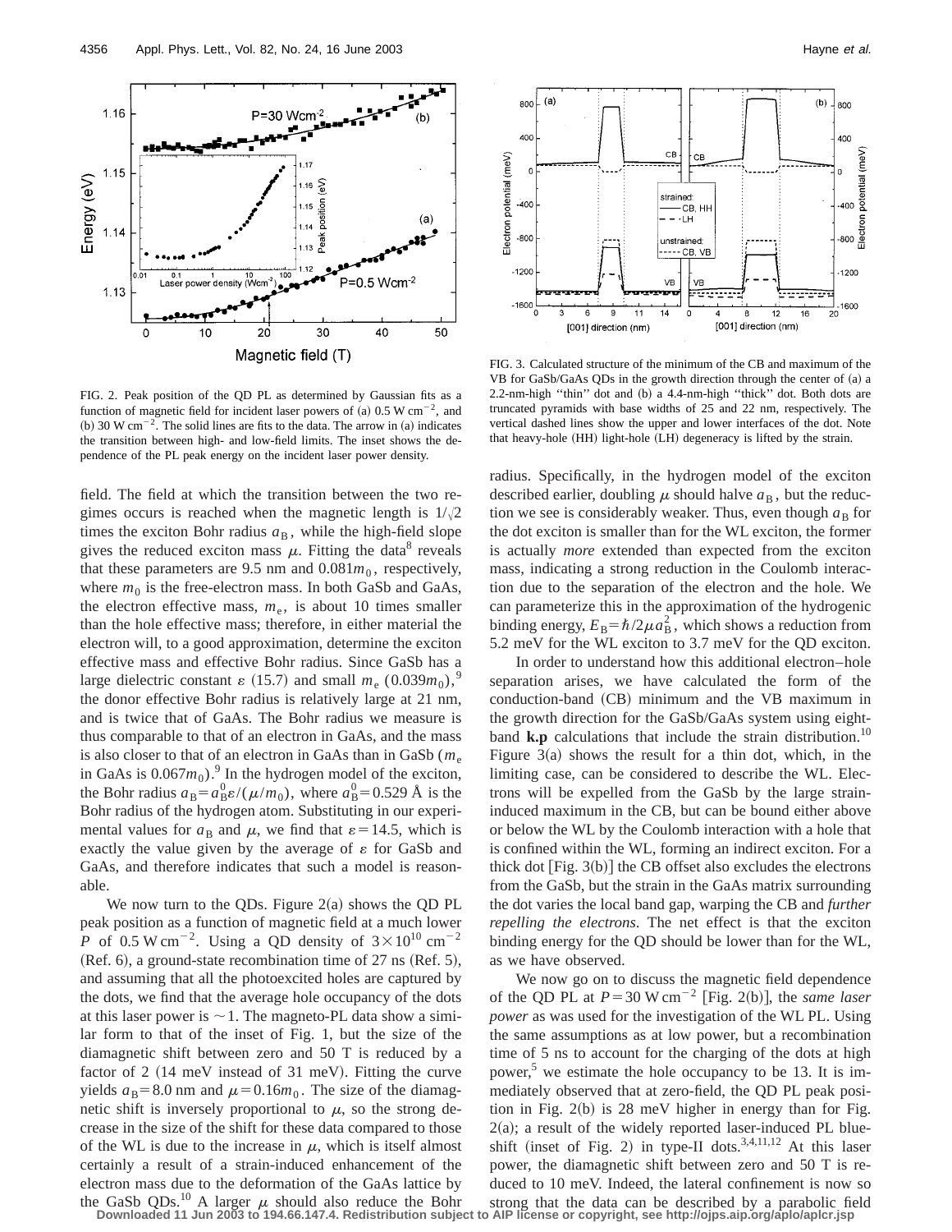1.16

P=30 Wcm$^{-2}$

(b)

1.15

Energy (eV)

1.14

(a)

1.13

P=0.5 Wcm$^{-2}$

0 10 20 30 40 50

Magnetic field (T)

Peak position (eV)

1.17 1.16 1.15 1.14 1.13 1.12

0.01 0.1 1 10 100

Laser power density (Wcm$^{-2}$)

FIG. 2. Peak position of the QD PL as determined by Gaussian fits as a function of magnetic field for incident laser powers of (a) 0.5 W cm$^{-2}$, and (b) 30 W cm$^{-2}$. The solid lines are fits to the data. The arrow in (a) indicates the transition between high- and low-field limits. The inset shows the dependence of the PL peak energy on the incident laser power density.

(a) (b)

Electron potential (meV)

800 400 0 -400 -800 -1200 -1600

CB CB

VB VB

strained:
CB, HH
LH

unstrained:
CB, VB

0 3 6 9 11 14

[001] direction (nm)

0 4 8 12 16 20

[001] direction (nm)

FIG. 3. Calculated structure of the minimum of the CB and maximum of the VB for GaSb/GaAs QDs in the growth direction through the center of (a) a 2.2-nm-high "thin" dot and (b) a 4.4-nm-high "thick" dot. Both dots are truncated pyramids with base widths of 25 and 22 nm, respectively. The vertical dashed lines show the upper and lower interfaces of the dot. Note that heavy-hole (HH) light-hole (LH) degeneracy is lifted by the strain.

field. The field at which the transition between the two regimes occurs is reached when the magnetic length is $1/\sqrt{2}$ times the exciton Bohr radius $a_B$, while the high-field slope gives the reduced exciton mass $\mu$. Fitting the data[8] reveals that these parameters are 9.5 nm and $0.081m_0$, respectively, where $m_0$ is the free-electron mass. In both GaSb and GaAs, the electron effective mass, $m_e$, is about 10 times smaller than the hole effective mass; therefore, in either material the electron will, to a good approximation, determine the exciton effective mass and effective Bohr radius. Since GaSb has a large dielectric constant $\varepsilon$ (15.7) and small $m_e$ ($0.039m_0$),[9] the donor effective Bohr radius is relatively large at 21 nm, and is twice that of GaAs. The Bohr radius we measure is thus comparable to that of an electron in GaAs, and the mass is also closer to that of an electron in GaAs than in GaSb ($m_e$ in GaAs is $0.067m_0$).[9] In the hydrogen model of the exciton, the Bohr radius $a_B = a_B^0 \varepsilon/(\mu/m_0)$, where $a_B^0 = 0.529$ Å is the Bohr radius of the hydrogen atom. Substituting in our experimental values for $a_B$ and $\mu$, we find that $\varepsilon = 14.5$, which is exactly the value given by the average of $\varepsilon$ for GaSb and GaAs, and therefore indicates that such a model is reasonable.

We now turn to the QDs. Figure 2(a) shows the QD PL peak position as a function of magnetic field at a much lower $P$ of 0.5 W cm$^{-2}$. Using a QD density of $3\times10^{10}$ cm$^{-2}$ (Ref. 6), a ground-state recombination time of 27 ns (Ref. 5), and assuming that all the photoexcited holes are captured by the dots, we find that the average hole occupancy of the dots at this laser power is $\sim 1$. The magneto-PL data show a similar form to that of the inset of Fig. 1, but the size of the diamagnetic shift between zero and 50 T is reduced by a factor of 2 (14 meV instead of 31 meV). Fitting the curve yields $a_B = 8.0$ nm and $\mu = 0.16m_0$. The size of the diamagnetic shift is inversely proportional to $\mu$, so the strong decrease in the size of the shift for these data compared to those of the WL is due to the increase in $\mu$, which is itself almost certainly a result of a strain-induced enhancement of the electron mass due to the deformation of the GaAs lattice by the GaSb QDs.[10] A larger $\mu$ should also reduce the Bohr radius. Specifically, in the hydrogen model of the exciton described earlier, doubling $\mu$ should halve $a_B$, but the reduction we see is considerably weaker. Thus, even though $a_B$ for the dot exciton is smaller than for the WL exciton, the former is actually *more* extended than expected from the exciton mass, indicating a strong reduction in the Coulomb interaction due to the separation of the electron and the hole. We can parameterize this in the approximation of the hydrogenic binding energy, $E_B = \hbar/2\mu a_B^2$, which shows a reduction from 5.2 meV for the WL exciton to 3.7 meV for the QD exciton.

In order to understand how this additional electron–hole separation arises, we have calculated the form of the conduction-band (CB) minimum and the VB maximum in the growth direction for the GaSb/GaAs system using eight-band **k.p** calculations that include the strain distribution.[10] Figure 3(a) shows the result for a thin dot, which, in the limiting case, can be considered to describe the WL. Electrons will be expelled from the GaSb by the large strain-induced maximum in the CB, but can be bound either above or below the WL by the Coulomb interaction with a hole that is confined within the WL, forming an indirect exciton. For a thick dot [Fig. 3(b)] the CB offset also excludes the electrons from the GaSb, but the strain in the GaAs matrix surrounding the dot varies the local band gap, warping the CB and *further repelling the electrons*. The net effect is that the exciton binding energy for the QD should be lower than for the WL, as we have observed.

We now go on to discuss the magnetic field dependence of the QD PL at $P = 30$ W cm$^{-2}$ [Fig. 2(b)], the *same laser power* as was used for the investigation of the WL PL. Using the same assumptions as at low power, but a recombination time of 5 ns to account for the charging of the dots at high power,[5] we estimate the hole occupancy to be 13. It is immediately observed that at zero-field, the QD PL peak position in Fig. 2(b) is 28 meV higher in energy than for Fig. 2(a); a result of the widely reported laser-induced PL blueshift (inset of Fig. 2) in type-II dots.[3,4,11,12] At this laser power, the diamagnetic shift between zero and 50 T is reduced to 10 meV. Indeed, the lateral confinement is now so strong that the data can be described by a parabolic field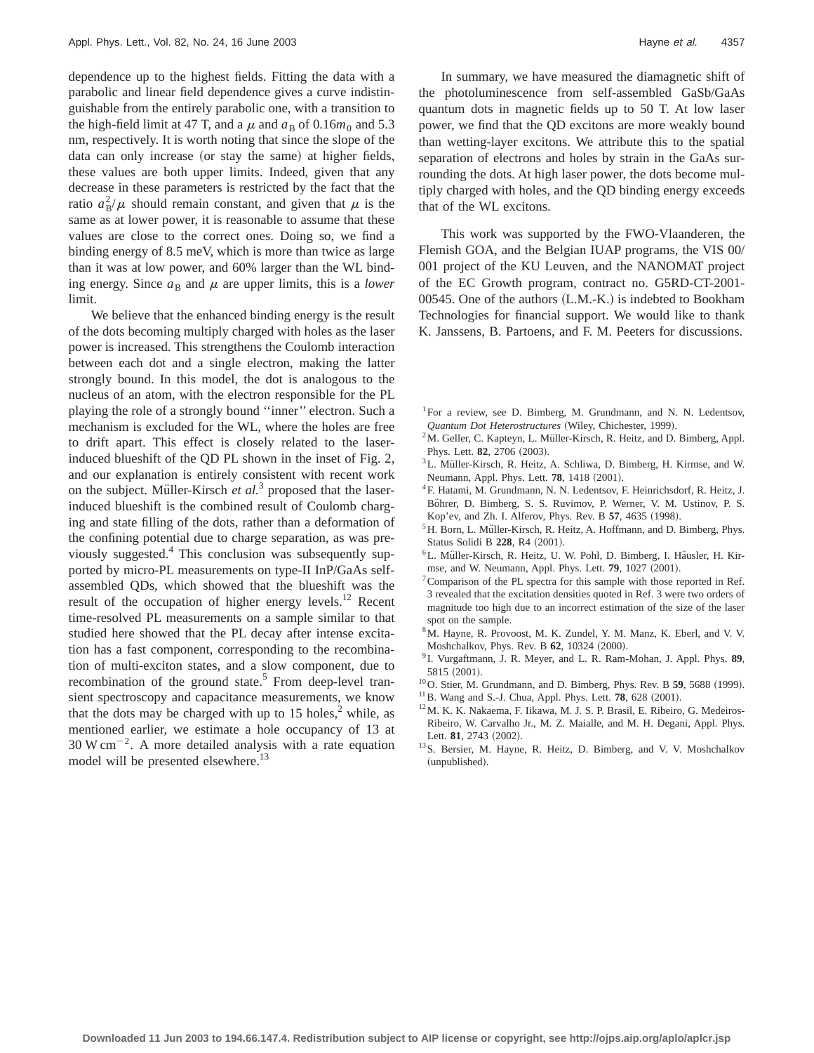dependence up to the highest fields. Fitting the data with a parabolic and linear field dependence gives a curve indistinguishable from the entirely parabolic one, with a transition to the high-field limit at 47 T, and a $\mu$ and $a_B$ of $0.16m_0$ and 5.3 nm, respectively. It is worth noting that since the slope of the data can only increase (or stay the same) at higher fields, these values are both upper limits. Indeed, given that any decrease in these parameters is restricted by the fact that the ratio $a_B^2/\mu$ should remain constant, and given that $\mu$ is the same as at lower power, it is reasonable to assume that these values are close to the correct ones. Doing so, we find a binding energy of 8.5 meV, which is more than twice as large than it was at low power, and 60% larger than the WL binding energy. Since $a_B$ and $\mu$ are upper limits, this is a *lower* limit.

We believe that the enhanced binding energy is the result of the dots becoming multiply charged with holes as the laser power is increased. This strengthens the Coulomb interaction between each dot and a single electron, making the latter strongly bound. In this model, the dot is analogous to the nucleus of an atom, with the electron responsible for the PL playing the role of a strongly bound ''inner'' electron. Such a mechanism is excluded for the WL, where the holes are free to drift apart. This effect is closely related to the laser-induced blueshift of the QD PL shown in the inset of Fig. 2, and our explanation is entirely consistent with recent work on the subject. Müller-Kirsch *et al.*[3] proposed that the laser-induced blueshift is the combined result of Coulomb charging and state filling of the dots, rather than a deformation of the confining potential due to charge separation, as was previously suggested.[4] This conclusion was subsequently supported by micro-PL measurements on type-II InP/GaAs self-assembled QDs, which showed that the blueshift was the result of the occupation of higher energy levels.[12] Recent time-resolved PL measurements on a sample similar to that studied here showed that the PL decay after intense excitation has a fast component, corresponding to the recombination of multi-exciton states, and a slow component, due to recombination of the ground state.[5] From deep-level transient spectroscopy and capacitance measurements, we know that the dots may be charged with up to 15 holes,[2] while, as mentioned earlier, we estimate a hole occupancy of 13 at 30 W cm$^{-2}$. A more detailed analysis with a rate equation model will be presented elsewhere.[13]

In summary, we have measured the diamagnetic shift of the photoluminescence from self-assembled GaSb/GaAs quantum dots in magnetic fields up to 50 T. At low laser power, we find that the QD excitons are more weakly bound than wetting-layer excitons. We attribute this to the spatial separation of electrons and holes by strain in the GaAs surrounding the dots. At high laser power, the dots become multiply charged with holes, and the QD binding energy exceeds that of the WL excitons.

This work was supported by the FWO-Vlaanderen, the Flemish GOA, and the Belgian IUAP programs, the VIS 00/001 project of the KU Leuven, and the NANOMAT project of the EC Growth program, contract no. G5RD-CT-2001-00545. One of the authors (L.M.-K.) is indebted to Bookham Technologies for financial support. We would like to thank K. Janssens, B. Partoens, and F. M. Peeters for discussions.

[1] For a review, see D. Bimberg, M. Grundmann, and N. N. Ledentsov, *Quantum Dot Heterostructures* (Wiley, Chichester, 1999).
[2] M. Geller, C. Kapteyn, L. Müller-Kirsch, R. Heitz, and D. Bimberg, Appl. Phys. Lett. **82**, 2706 (2003).
[3] L. Müller-Kirsch, R. Heitz, A. Schliwa, D. Bimberg, H. Kirmse, and W. Neumann, Appl. Phys. Lett. **78**, 1418 (2001).
[4] F. Hatami, M. Grundmann, N. N. Ledentsov, F. Heinrichsdorf, R. Heitz, J. Böhrer, D. Bimberg, S. S. Ruvimov, P. Werner, V. M. Ustinov, P. S. Kop'ev, and Zh. I. Alferov, Phys. Rev. B **57**, 4635 (1998).
[5] H. Born, L. Müller-Kirsch, R. Heitz, A. Hoffmann, and D. Bimberg, Phys. Status Solidi B **228**, R4 (2001).
[6] L. Müller-Kirsch, R. Heitz, U. W. Pohl, D. Bimberg, I. Häusler, H. Kirmse, and W. Neumann, Appl. Phys. Lett. **79**, 1027 (2001).
[7] Comparison of the PL spectra for this sample with those reported in Ref. 3 revealed that the excitation densities quoted in Ref. 3 were two orders of magnitude too high due to an incorrect estimation of the size of the laser spot on the sample.
[8] M. Hayne, R. Provoost, M. K. Zundel, Y. M. Manz, K. Eberl, and V. V. Moshchalkov, Phys. Rev. B **62**, 10324 (2000).
[9] I. Vurgaftmann, J. R. Meyer, and L. R. Ram-Mohan, J. Appl. Phys. **89**, 5815 (2001).
[10] O. Stier, M. Grundmann, and D. Bimberg, Phys. Rev. B **59**, 5688 (1999).
[11] B. Wang and S.-J. Chua, Appl. Phys. Lett. **78**, 628 (2001).
[12] M. K. K. Nakaema, F. Iikawa, M. J. S. P. Brasil, E. Ribeiro, G. Medeiros-Ribeiro, W. Carvalho Jr., M. Z. Maialle, and M. H. Degani, Appl. Phys. Lett. **81**, 2743 (2002).
[13] S. Bersier, M. Hayne, R. Heitz, D. Bimberg, and V. V. Moshchalkov (unpublished).

Downloaded 11 Jun 2003 to 194.66.147.4. Redistribution subject to AIP license or copyright, see http://ojps.aip.org/aplo/aplcr.jsp